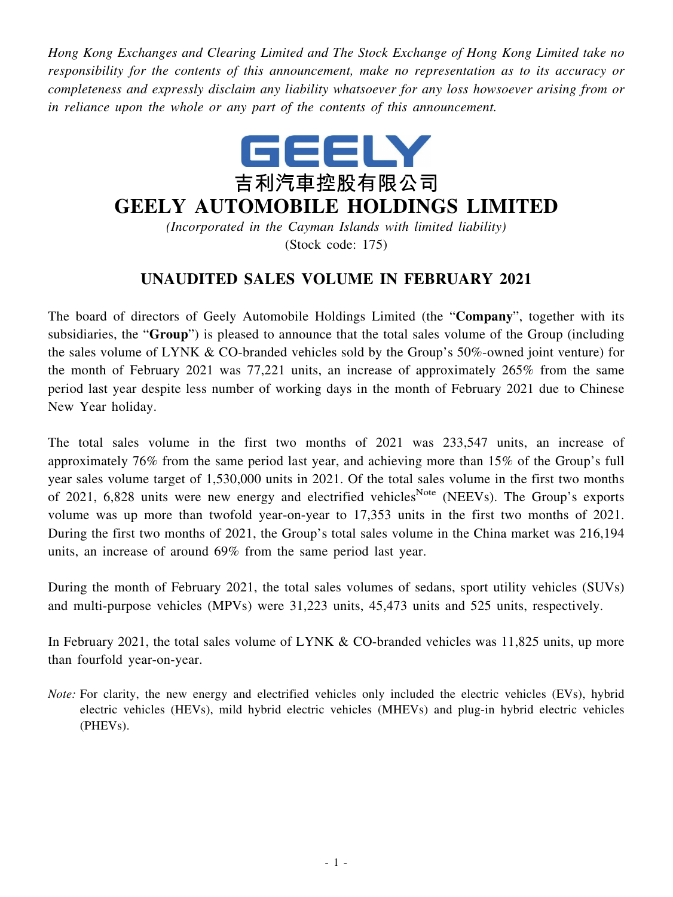*Hong Kong Exchanges and Clearing Limited and The Stock Exchange of Hong Kong Limited take no responsibility for the contents of this announcement, make no representation as to its accuracy or completeness and expressly disclaim any liability whatsoever for any loss howsoever arising from or in reliance upon the whole or any part of the contents of this announcement.*

GEELY

吉利汽車控股有限公司

# GEELY AUTOMOBILE HOLDINGS LIMITED

*(Incorporated in the Cayman Islands with limited liability)*

(Stock code: 175)

## UNAUDITED SALES VOLUME IN FEBRUARY 2021

The board of directors of Geely Automobile Holdings Limited (the "**Company**", together with its subsidiaries, the "**Group**") is pleased to announce that the total sales volume of the Group (including the sales volume of LYNK & CO-branded vehicles sold by the Group's 50%-owned joint venture) for the month of February 2021 was 77,221 units, an increase of approximately 265% from the same period last year despite less number of working days in the month of February 2021 due to Chinese New Year holiday.

The total sales volume in the first two months of 2021 was 233,547 units, an increase of approximately 76% from the same period last year, and achieving more than 15% of the Group's full year sales volume target of 1,530,000 units in 2021. Of the total sales volume in the first two months of 2021, 6,828 units were new energy and electrified vehicles[Note] (NEEVs). The Group's exports volume was up more than twofold year-on-year to 17,353 units in the first two months of 2021. During the first two months of 2021, the Group's total sales volume in the China market was 216,194 units, an increase of around 69% from the same period last year.

During the month of February 2021, the total sales volumes of sedans, sport utility vehicles (SUVs) and multi-purpose vehicles (MPVs) were 31,223 units, 45,473 units and 525 units, respectively.

In February 2021, the total sales volume of LYNK & CO-branded vehicles was 11,825 units, up more than fourfold year-on-year.

*Note:* For clarity, the new energy and electrified vehicles only included the electric vehicles (EVs), hybrid electric vehicles (HEVs), mild hybrid electric vehicles (MHEVs) and plug-in hybrid electric vehicles (PHEVs).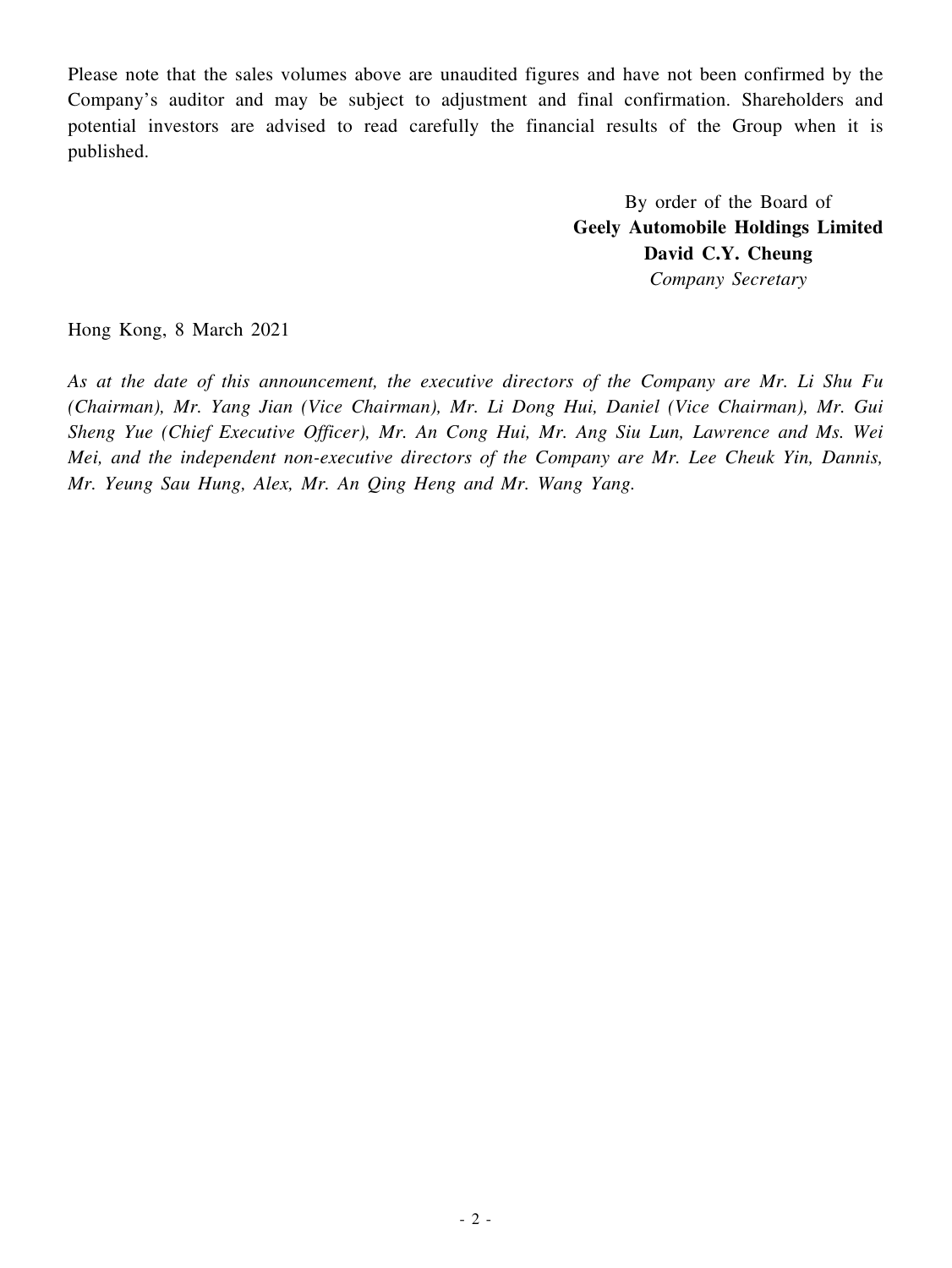Please note that the sales volumes above are unaudited figures and have not been confirmed by the Company's auditor and may be subject to adjustment and final confirmation. Shareholders and potential investors are advised to read carefully the financial results of the Group when it is published.

By order of the Board of
**Geely Automobile Holdings Limited**
**David C.Y. Cheung**
*Company Secretary*

Hong Kong, 8 March 2021

*As at the date of this announcement, the executive directors of the Company are Mr. Li Shu Fu (Chairman), Mr. Yang Jian (Vice Chairman), Mr. Li Dong Hui, Daniel (Vice Chairman), Mr. Gui Sheng Yue (Chief Executive Officer), Mr. An Cong Hui, Mr. Ang Siu Lun, Lawrence and Ms. Wei Mei, and the independent non-executive directors of the Company are Mr. Lee Cheuk Yin, Dannis, Mr. Yeung Sau Hung, Alex, Mr. An Qing Heng and Mr. Wang Yang.*